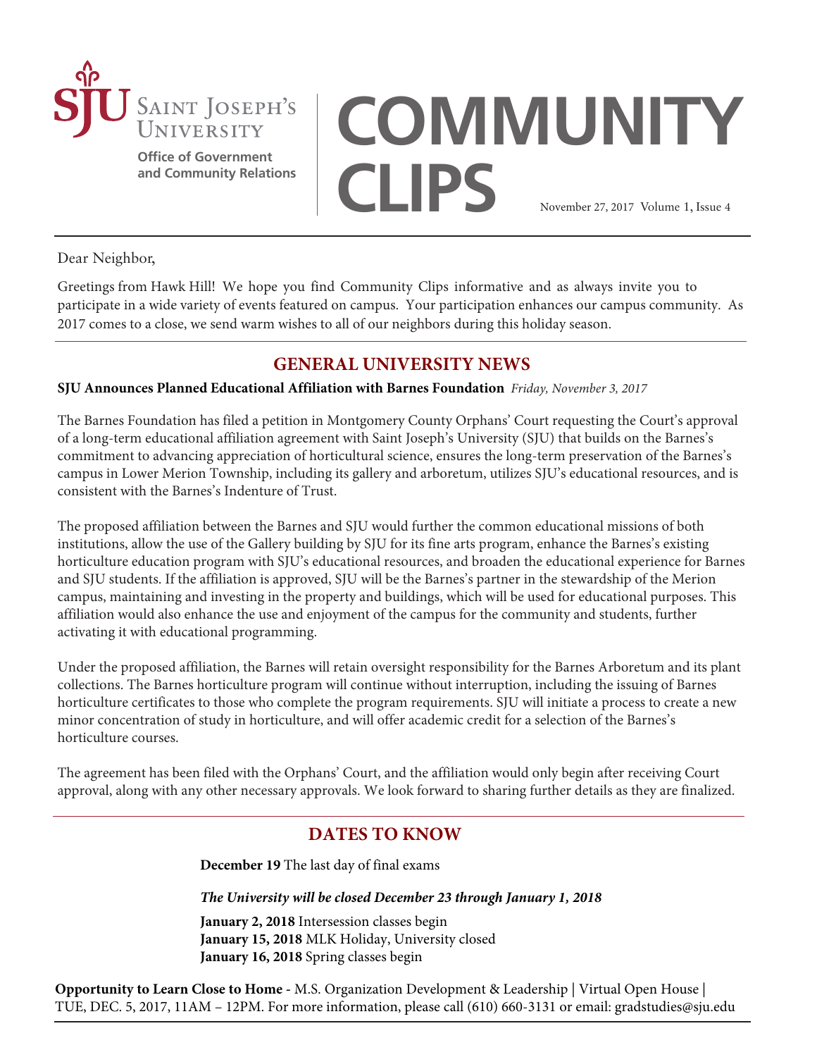SAINT JOSEPH'S UNIVERSITY

Office of Government and Community Relations

# COMMUNITY CLIPS

November 27, 2017 Volume 1, Issue 4

Dear Neighbor,

Greetings from Hawk Hill! We hope you find Community Clips informative and as always invite you to participate in a wide variety of events featured on campus. Your participation enhances our campus community. As 2017 comes to a close, we send warm wishes to all of our neighbors during this holiday season.

## GENERAL UNIVERSITY NEWS

**SJU Announces Planned Educational Affiliation with Barnes Foundation** *Friday, November 3, 2017*

The Barnes Foundation has filed a petition in Montgomery County Orphans' Court requesting the Court's approval of a long-term educational affiliation agreement with Saint Joseph's University (SJU) that builds on the Barnes's commitment to advancing appreciation of horticultural science, ensures the long-term preservation of the Barnes's campus in Lower Merion Township, including its gallery and arboretum, utilizes SJU's educational resources, and is consistent with the Barnes's Indenture of Trust.

The proposed affiliation between the Barnes and SJU would further the common educational missions of both institutions, allow the use of the Gallery building by SJU for its fine arts program, enhance the Barnes's existing horticulture education program with SJU's educational resources, and broaden the educational experience for Barnes and SJU students. If the affiliation is approved, SJU will be the Barnes's partner in the stewardship of the Merion campus, maintaining and investing in the property and buildings, which will be used for educational purposes. This affiliation would also enhance the use and enjoyment of the campus for the community and students, further activating it with educational programming.

Under the proposed affiliation, the Barnes will retain oversight responsibility for the Barnes Arboretum and its plant collections. The Barnes horticulture program will continue without interruption, including the issuing of Barnes horticulture certificates to those who complete the program requirements. SJU will initiate a process to create a new minor concentration of study in horticulture, and will offer academic credit for a selection of the Barnes's horticulture courses.

The agreement has been filed with the Orphans' Court, and the affiliation would only begin after receiving Court approval, along with any other necessary approvals. We look forward to sharing further details as they are finalized.

## DATES TO KNOW

**December 19** The last day of final exams

***The University will be closed December 23 through January 1, 2018***

**January 2, 2018** Intersession classes begin
**January 15, 2018** MLK Holiday, University closed
**January 16, 2018** Spring classes begin

**Opportunity to Learn Close to Home** - M.S. Organization Development & Leadership | Virtual Open House | TUE, DEC. 5, 2017, 11AM – 12PM. For more information, please call (610) 660-3131 or email: gradstudies@sju.edu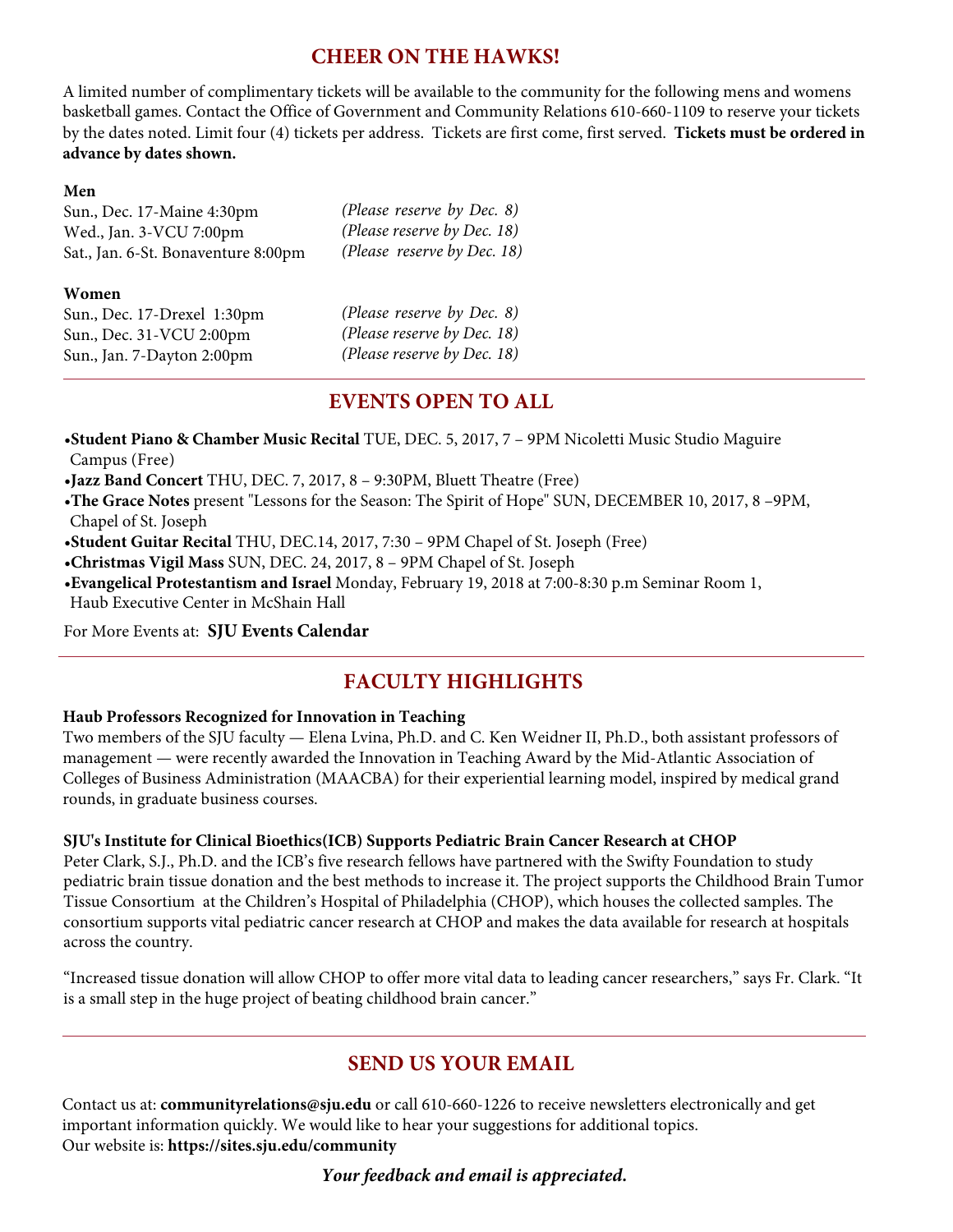## CHEER ON THE HAWKS!

A limited number of complimentary tickets will be available to the community for the following mens and womens basketball games. Contact the Office of Government and Community Relations 610-660-1109 to reserve your tickets by the dates noted. Limit four (4) tickets per address. Tickets are first come, first served. **Tickets must be ordered in advance by dates shown.**

**Men**

| | |
|---|---|
| Sun., Dec. 17-Maine 4:30pm | *(Please reserve by Dec. 8)* |
| Wed., Jan. 3-VCU 7:00pm | *(Please reserve by Dec. 18)* |
| Sat., Jan. 6-St. Bonaventure 8:00pm | *(Please reserve by Dec. 18)* |

**Women**

| | |
|---|---|
| Sun., Dec. 17-Drexel 1:30pm | *(Please reserve by Dec. 8)* |
| Sun., Dec. 31-VCU 2:00pm | *(Please reserve by Dec. 18)* |
| Sun., Jan. 7-Dayton 2:00pm | *(Please reserve by Dec. 18)* |

## EVENTS OPEN TO ALL

- **Student Piano & Chamber Music Recital** TUE, DEC. 5, 2017, 7 – 9PM Nicoletti Music Studio Maguire Campus (Free)
- **Jazz Band Concert** THU, DEC. 7, 2017, 8 – 9:30PM, Bluett Theatre (Free)
- **The Grace Notes** present "Lessons for the Season: The Spirit of Hope" SUN, DECEMBER 10, 2017, 8 –9PM, Chapel of St. Joseph
- **Student Guitar Recital** THU, DEC.14, 2017, 7:30 – 9PM Chapel of St. Joseph (Free)
- **Christmas Vigil Mass** SUN, DEC. 24, 2017, 8 – 9PM Chapel of St. Joseph
- **Evangelical Protestantism and Israel** Monday, February 19, 2018 at 7:00-8:30 p.m Seminar Room 1, Haub Executive Center in McShain Hall

For More Events at: **SJU Events Calendar**

## FACULTY HIGHLIGHTS

**Haub Professors Recognized for Innovation in Teaching**

Two members of the SJU faculty — Elena Lvina, Ph.D. and C. Ken Weidner II, Ph.D., both assistant professors of management — were recently awarded the Innovation in Teaching Award by the Mid-Atlantic Association of Colleges of Business Administration (MAACBA) for their experiential learning model, inspired by medical grand rounds, in graduate business courses.

**SJU's Institute for Clinical Bioethics(ICB) Supports Pediatric Brain Cancer Research at CHOP**

Peter Clark, S.J., Ph.D. and the ICB's five research fellows have partnered with the Swifty Foundation to study pediatric brain tissue donation and the best methods to increase it. The project supports the Childhood Brain Tumor Tissue Consortium at the Children's Hospital of Philadelphia (CHOP), which houses the collected samples. The consortium supports vital pediatric cancer research at CHOP and makes the data available for research at hospitals across the country.

"Increased tissue donation will allow CHOP to offer more vital data to leading cancer researchers," says Fr. Clark. "It is a small step in the huge project of beating childhood brain cancer."

## SEND US YOUR EMAIL

Contact us at: **communityrelations@sju.edu** or call 610-660-1226 to receive newsletters electronically and get important information quickly. We would like to hear your suggestions for additional topics.
Our website is: **https://sites.sju.edu/community**

***Your feedback and email is appreciated.***